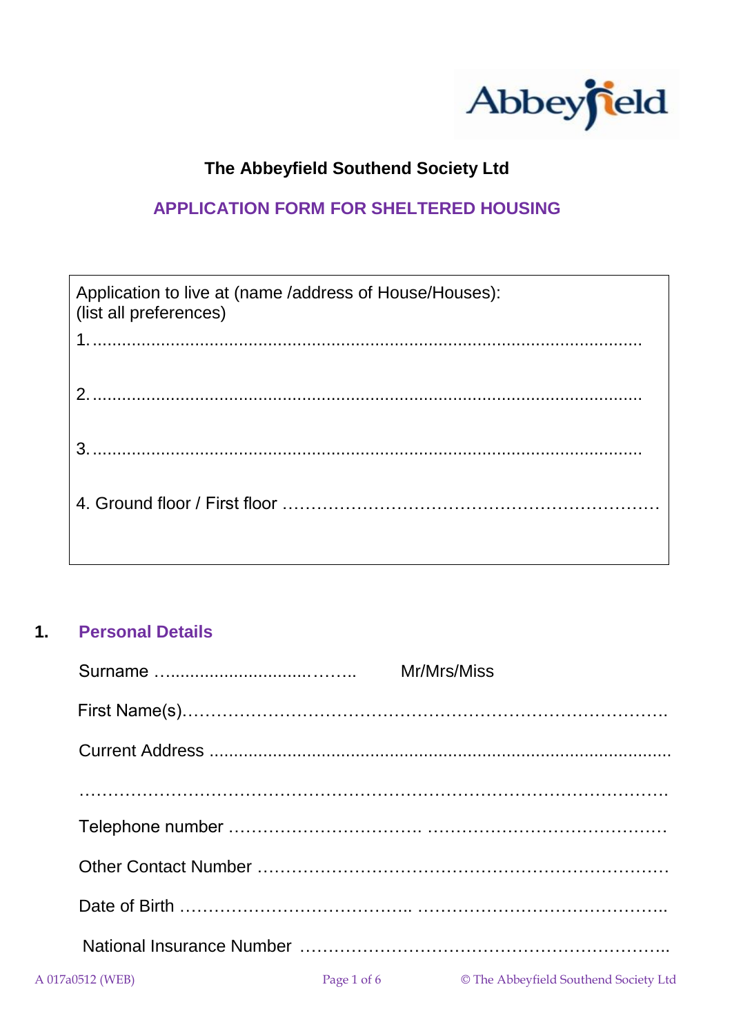Abbeyfield

# The Abbeyfield Southend Society Ltd

## APPLICATION FORM FOR SHELTERED HOUSING

Application to live at (name /address of House/Houses):
(list all preferences)

1. ..........................................................................................................

2. ..........................................................................................................

3. ..........................................................................................................

4. Ground floor / First floor ………………………………………………………

## 1. Personal Details

Surname …......................….…….. Mr/Mrs/Miss

First Name(s)……………………………………………………………………….

Current Address ...........................................................................................

……………………………………………………………………………………….

Telephone number ……………………………. ……………………………………

Other Contact Number ……………………………………………………………

Date of Birth ……………………………….. ……………………………………..

National Insurance Number ………………………………………………………..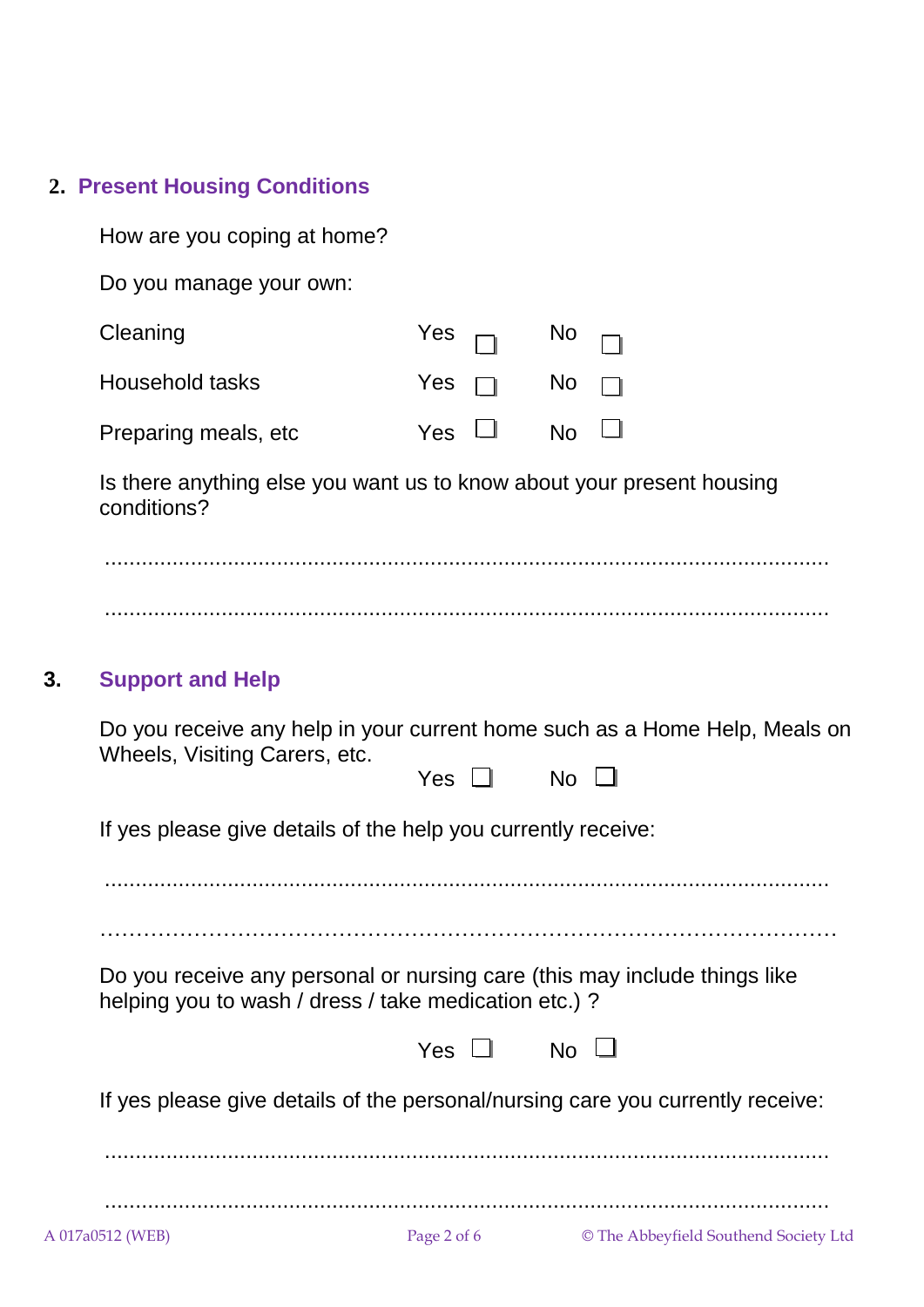## 2. Present Housing Conditions

How are you coping at home?

Do you manage your own:

| | | |
|---|---|---|
| Cleaning | Yes ☐ | No ☐ |
| Household tasks | Yes ☐ | No ☐ |
| Preparing meals, etc | Yes ☐ | No ☐ |

Is there anything else you want us to know about your present housing conditions?

..........................................................................................................................

..........................................................................................................................

## 3. Support and Help

Do you receive any help in your current home such as a Home Help, Meals on Wheels, Visiting Carers, etc.

Yes ☐ No ☐

If yes please give details of the help you currently receive:

..........................................................................................................................

……………………………………………………………………………………

Do you receive any personal or nursing care (this may include things like helping you to wash / dress / take medication etc.) ?

Yes ☐ No ☐

If yes please give details of the personal/nursing care you currently receive:

..........................................................................................................................

..........................................................................................................................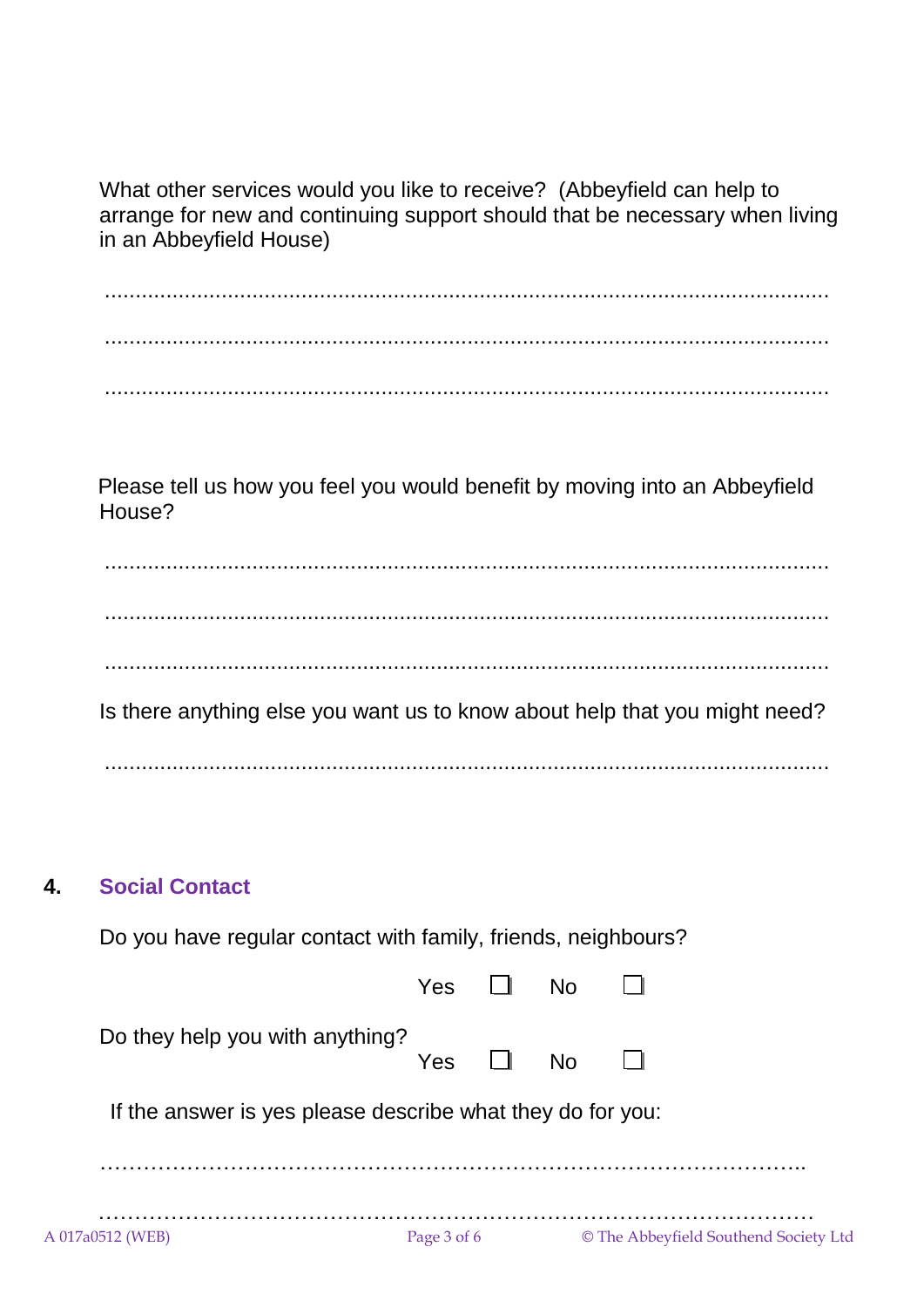What other services would you like to receive? (Abbeyfield can help to arrange for new and continuing support should that be necessary when living in an Abbeyfield House)

.......................................................................................................................

.......................................................................................................................

.......................................................................................................................

Please tell us how you feel you would benefit by moving into an Abbeyfield House?

.......................................................................................................................

.......................................................................................................................

.......................................................................................................................

Is there anything else you want us to know about help that you might need?

.......................................................................................................................

## 4. Social Contact

Do you have regular contact with family, friends, neighbours?

Yes ☐ No ☐

Do they help you with anything?

Yes ☐ No ☐

If the answer is yes please describe what they do for you:

……………………………………………………………………………………..

……………………………………………………………………………………….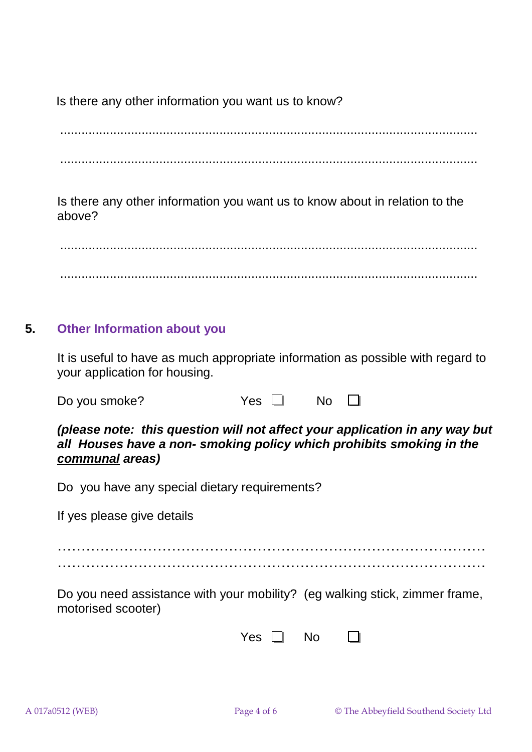Is there any other information you want us to know?

..........................................................................................................................

..........................................................................................................................

Is there any other information you want us to know about in relation to the above?

..........................................................................................................................

..........................................................................................................................

## 5. Other Information about you

It is useful to have as much appropriate information as possible with regard to your application for housing.

Do you smoke? Yes ☐ No ☐

***(please note: this question will not affect your application in any way but all Houses have a non- smoking policy which prohibits smoking in the <u>communal</u> areas)***

Do you have any special dietary requirements?

If yes please give details

………………………………………………………………………………

………………………………………………………………………………

Do you need assistance with your mobility? (eg walking stick, zimmer frame, motorised scooter)

Yes ☐ No ☐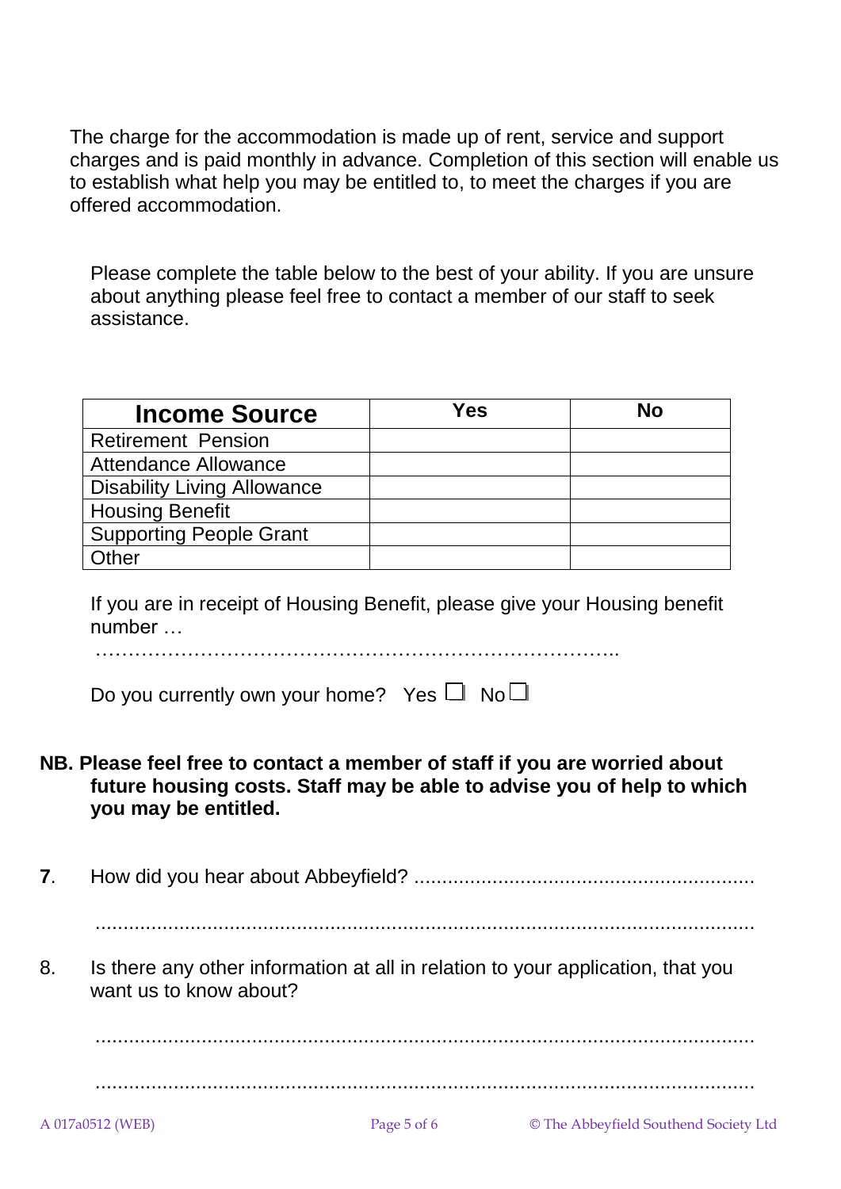The charge for the accommodation is made up of rent, service and support charges and is paid monthly in advance. Completion of this section will enable us to establish what help you may be entitled to, to meet the charges if you are offered accommodation.

Please complete the table below to the best of your ability. If you are unsure about anything please feel free to contact a member of our staff to seek assistance.

| Income Source | Yes | No |
|---|---|---|
| Retirement Pension | | |
| Attendance Allowance | | |
| Disability Living Allowance | | |
| Housing Benefit | | |
| Supporting People Grant | | |
| Other | | |

If you are in receipt of Housing Benefit, please give your Housing benefit number …

………………………………………………………………………..

Do you currently own your home? Yes ☐ No ☐

**NB. Please feel free to contact a member of staff if you are worried about future housing costs. Staff may be able to advise you of help to which you may be entitled.**

**7**. How did you hear about Abbeyfield? ............................................................

.........................................................................................................................

8. Is there any other information at all in relation to your application, that you want us to know about?

.........................................................................................................................

.........................................................................................................................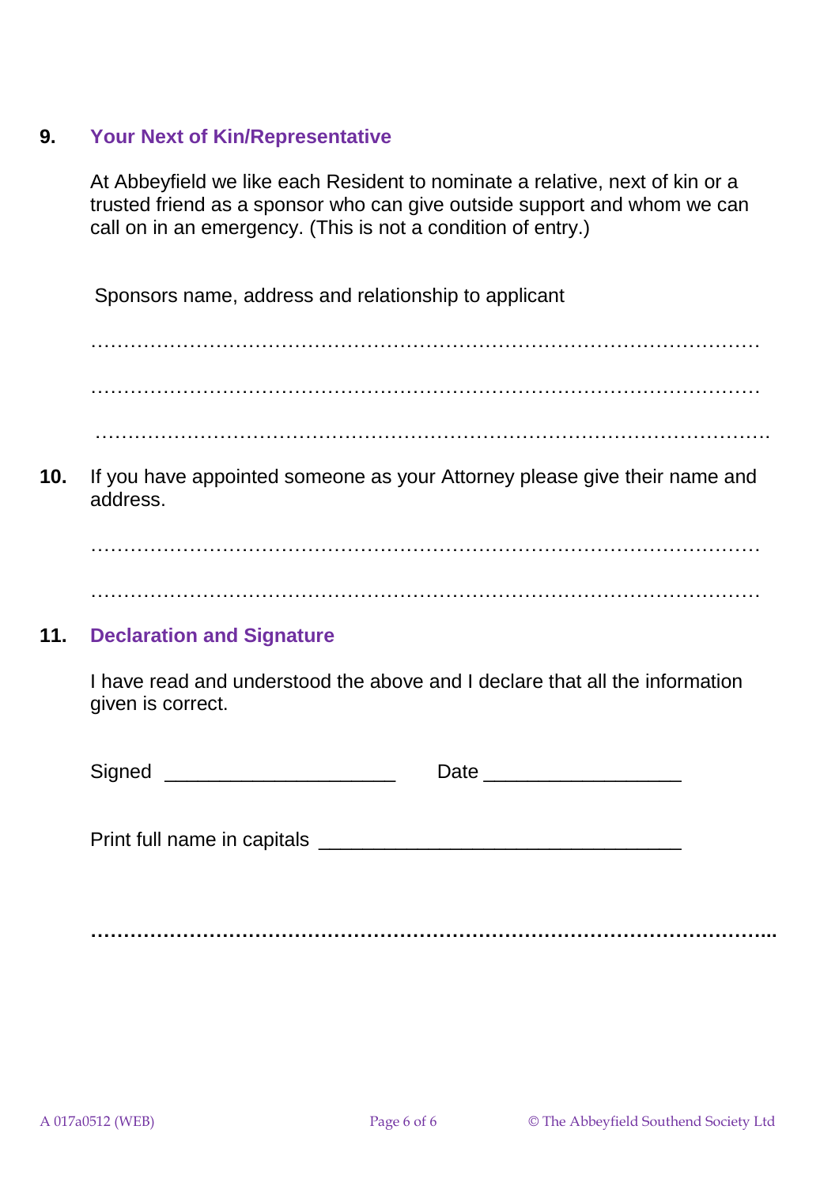## 9. Your Next of Kin/Representative

At Abbeyfield we like each Resident to nominate a relative, next of kin or a trusted friend as a sponsor who can give outside support and whom we can call on in an emergency. (This is not a condition of entry.)

Sponsors name, address and relationship to applicant

…………………………………………………………………………………………

…………………………………………………………………………………………

…………………………………………………………………………………………

**10.** If you have appointed someone as your Attorney please give their name and address.

…………………………………………………………………………………………

…………………………………………………………………………………………

## 11. Declaration and Signature

I have read and understood the above and I declare that all the information given is correct.

Signed _____________________ Date __________________

Print full name in capitals ________________________________

…………………………………………………………………………………………